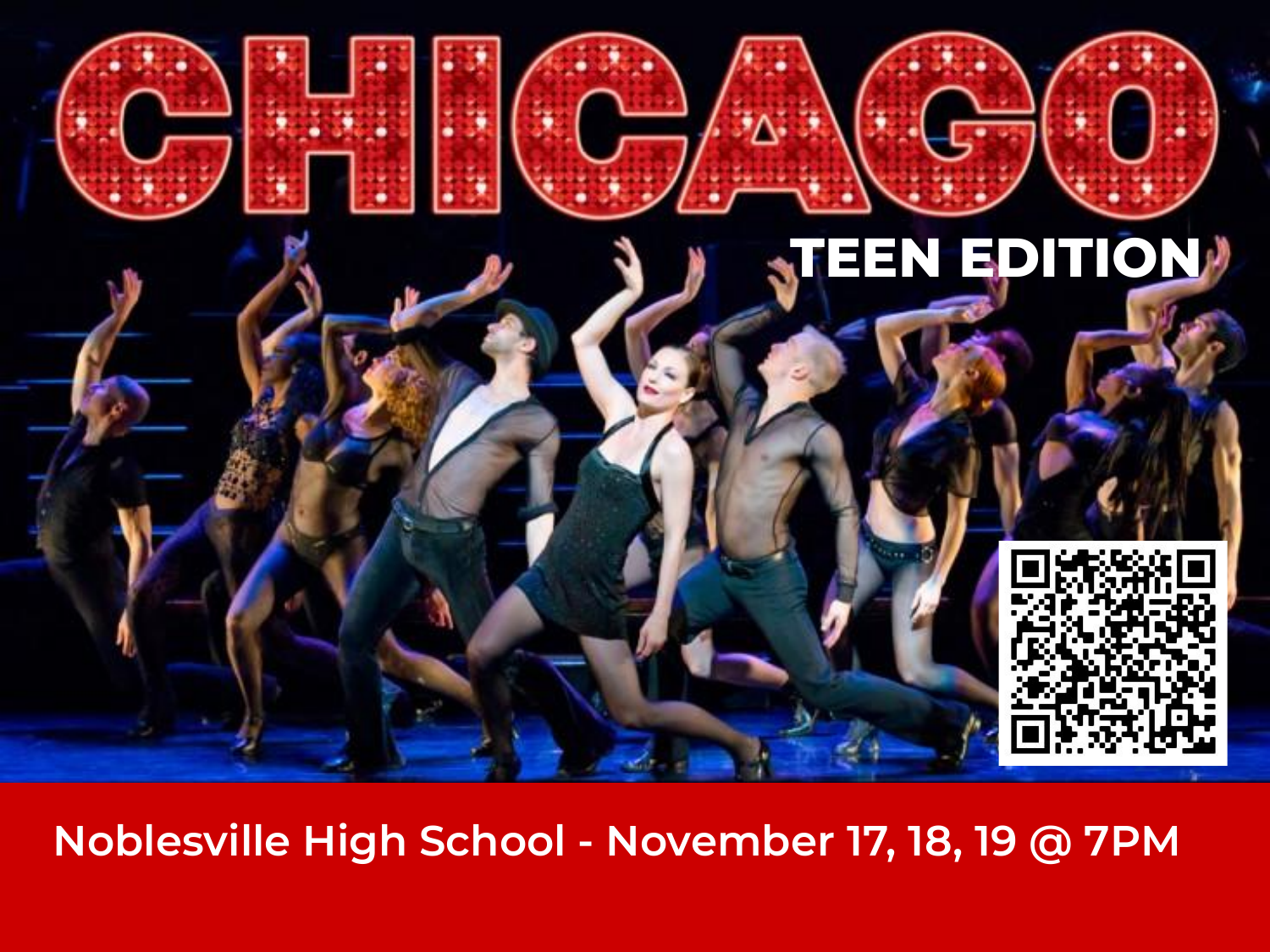# CHICAGO

## TEEN EDITION

Noblesville High School - November 17, 18, 19 @ 7PM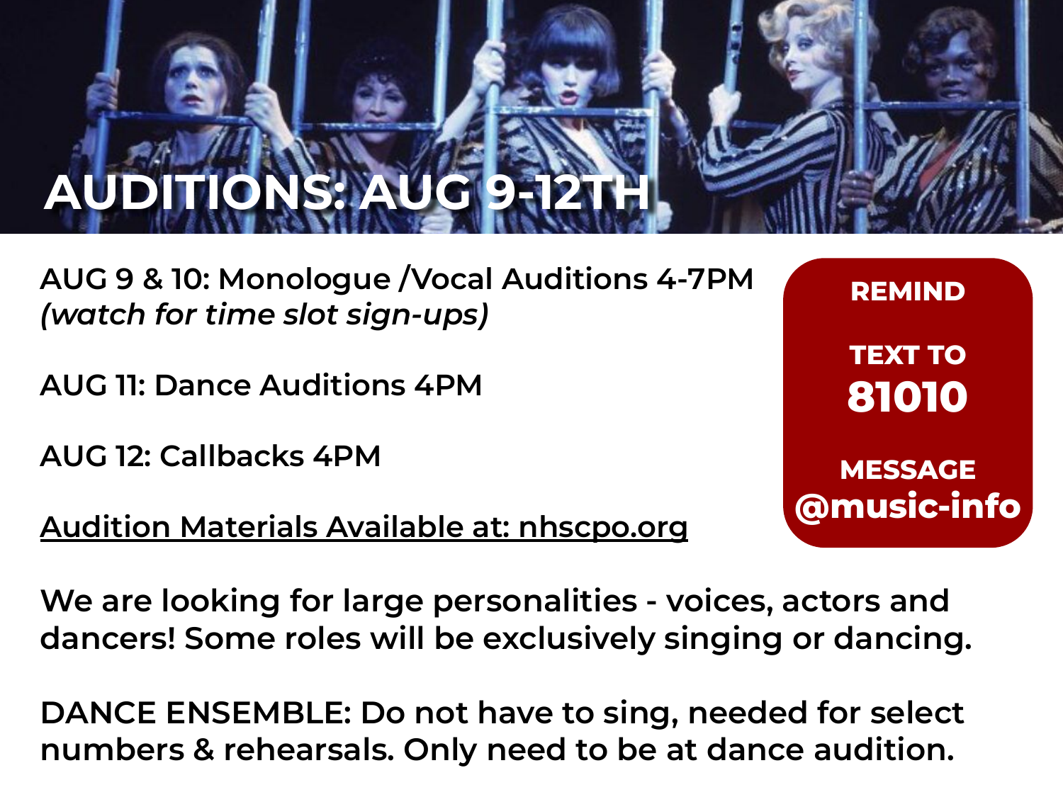# AUDITIONS: AUG 9-12TH

AUG 9 & 10: Monologue /Vocal Auditions 4-7PM
*(watch for time slot sign-ups)*

AUG 11: Dance Auditions 4PM

AUG 12: Callbacks 4PM

Audition Materials Available at: nhscpo.org

**REMIND**

**TEXT TO**
**81010**

**MESSAGE**
**@music-info**

**We are looking for large personalities - voices, actors and dancers! Some roles will be exclusively singing or dancing.**

**DANCE ENSEMBLE: Do not have to sing, needed for select numbers & rehearsals. Only need to be at dance audition.**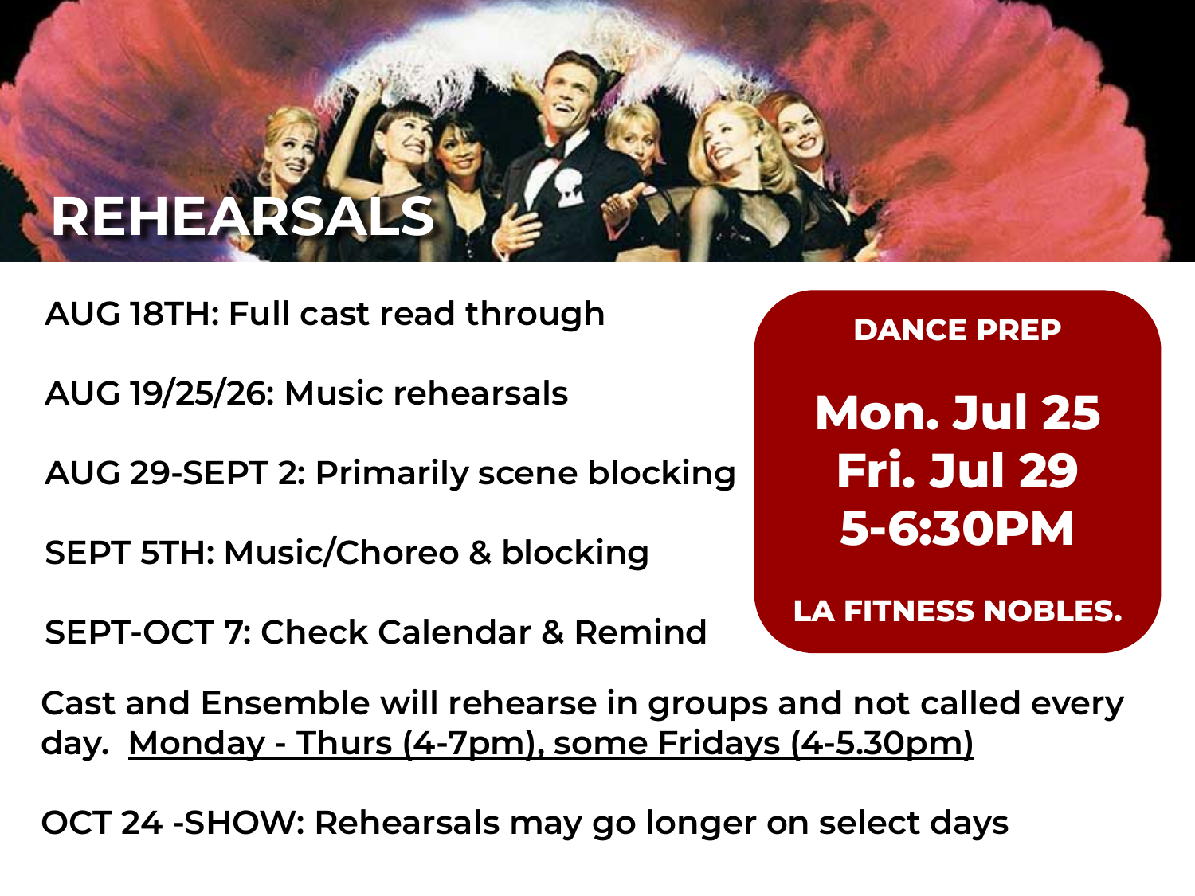# REHEARSALS

AUG 18TH: Full cast read through

AUG 19/25/26: Music rehearsals

AUG 29-SEPT 2: Primarily scene blocking

SEPT 5TH: Music/Choreo & blocking

SEPT-OCT 7: Check Calendar & Remind

**DANCE PREP**

**Mon. Jul 25**
**Fri. Jul 29**
**5-6:30PM**

**LA FITNESS NOBLES.**

Cast and Ensemble will rehearse in groups and not called every day. <u>Monday - Thurs (4-7pm), some Fridays (4-5.30pm)</u>

OCT 24 -SHOW: Rehearsals may go longer on select days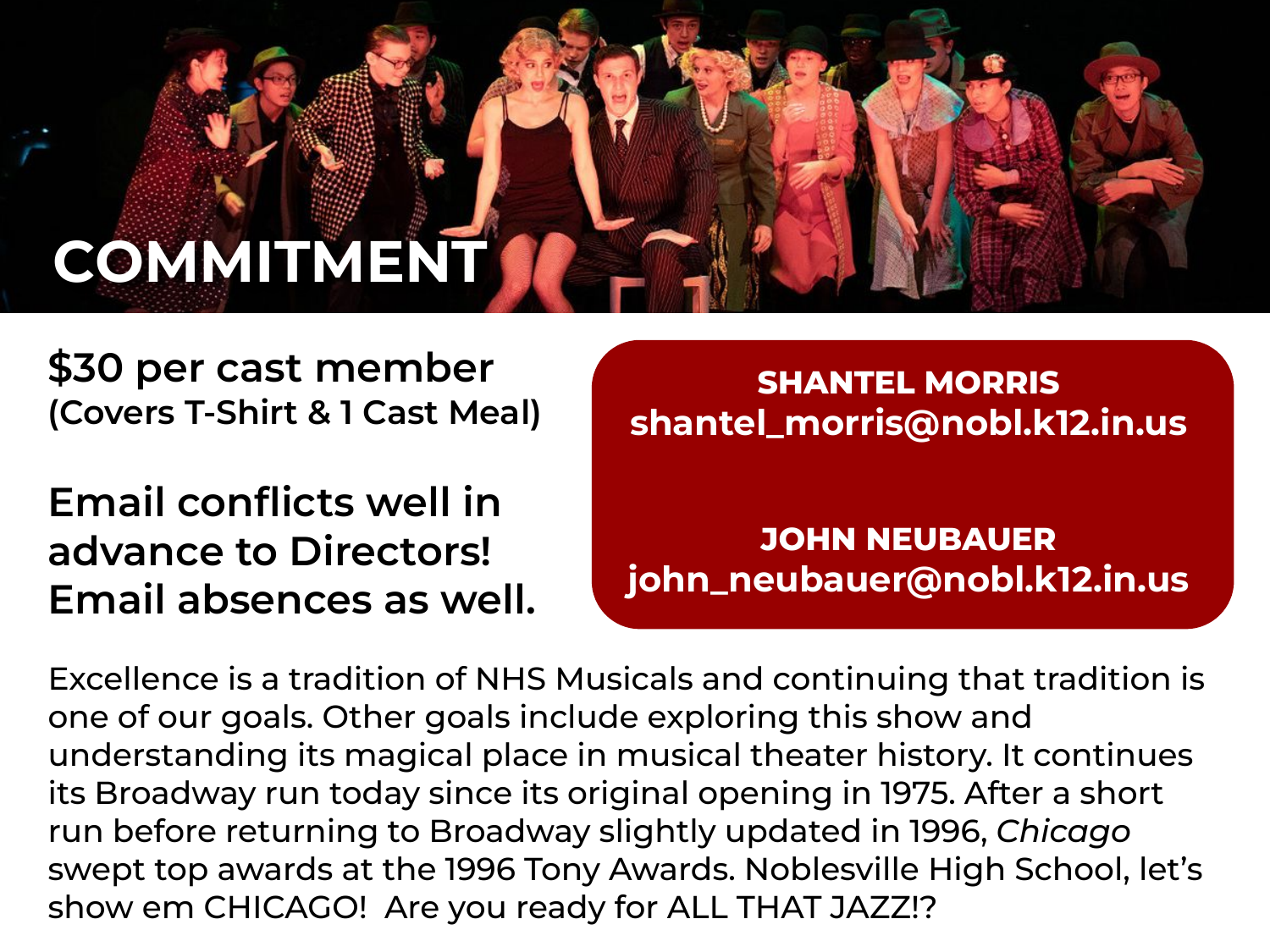# COMMITMENT

**$30 per cast member**
**(Covers T-Shirt & 1 Cast Meal)**

**Email conflicts well in advance to Directors! Email absences as well.**

**SHANTEL MORRIS**
**shantel_morris@nobl.k12.in.us**

**JOHN NEUBAUER**
**john_neubauer@nobl.k12.in.us**

Excellence is a tradition of NHS Musicals and continuing that tradition is one of our goals. Other goals include exploring this show and understanding its magical place in musical theater history. It continues its Broadway run today since its original opening in 1975. After a short run before returning to Broadway slightly updated in 1996, *Chicago* swept top awards at the 1996 Tony Awards. Noblesville High School, let's show em CHICAGO! Are you ready for ALL THAT JAZZ!?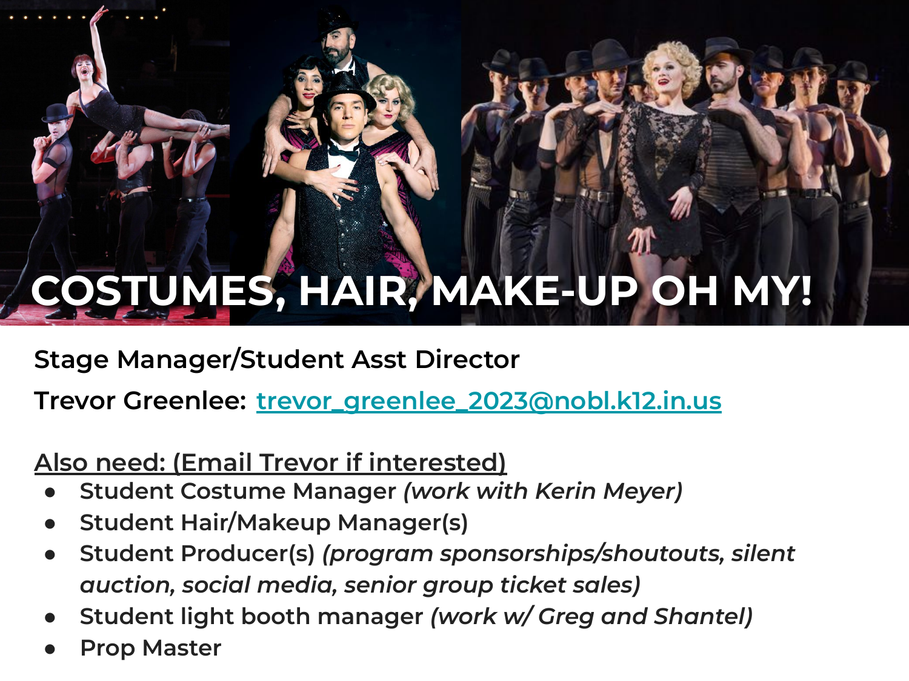# COSTUMES, HAIR, MAKE-UP OH MY!

**Stage Manager/Student Asst Director**

**Trevor Greenlee:** trevor_greenlee_2023@nobl.k12.in.us

**Also need: (Email Trevor if interested)**

- **Student Costume Manager** ***(work with Kerin Meyer)***
- **Student Hair/Makeup Manager(s)**
- **Student Producer(s)** ***(program sponsorships/shoutouts, silent auction, social media, senior group ticket sales)***
- **Student light booth manager** ***(work w/ Greg and Shantel)***
- **Prop Master**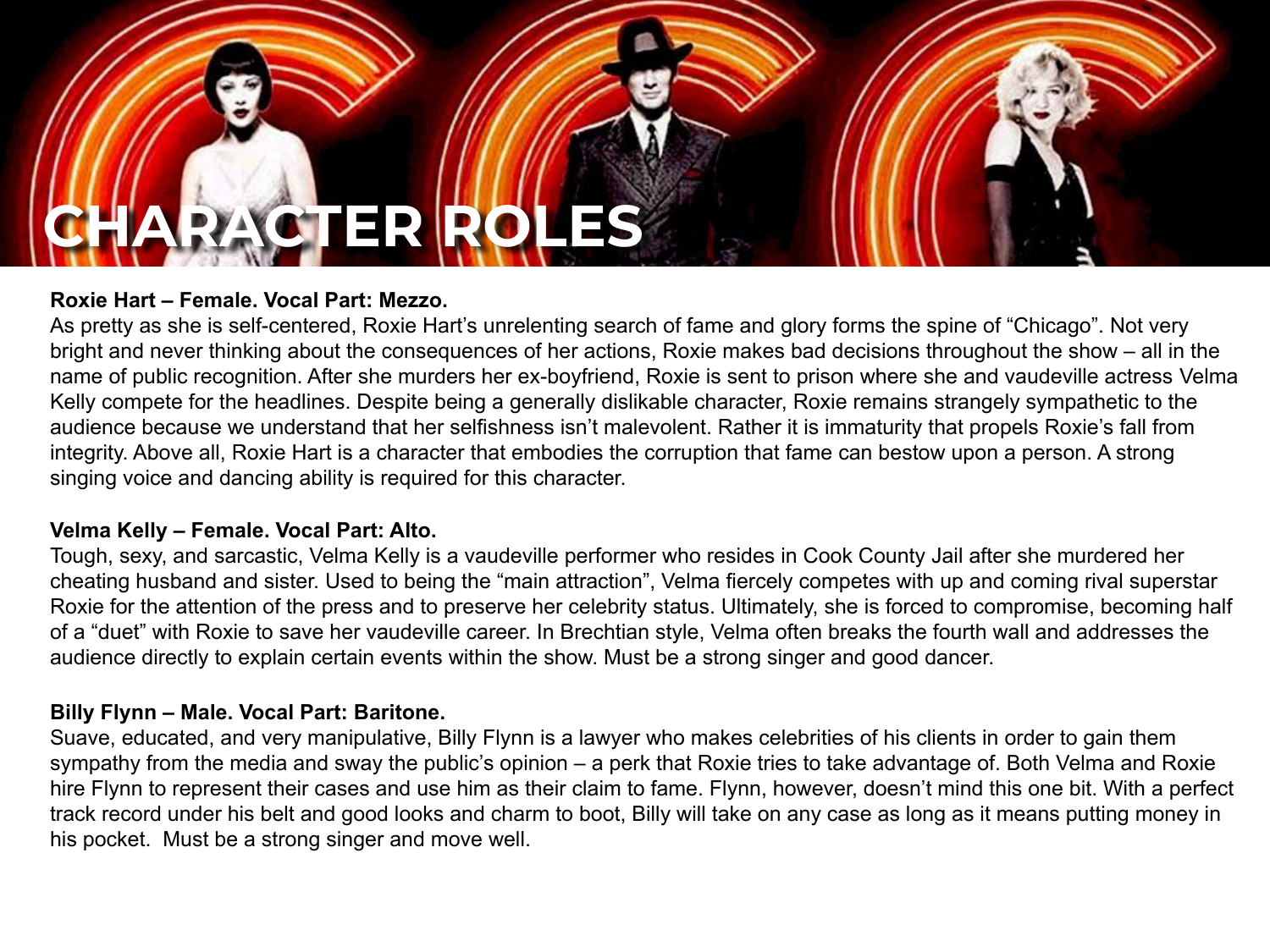# CHARACTER ROLES

**Roxie Hart – Female. Vocal Part: Mezzo.**

As pretty as she is self-centered, Roxie Hart's unrelenting search of fame and glory forms the spine of "Chicago". Not very bright and never thinking about the consequences of her actions, Roxie makes bad decisions throughout the show – all in the name of public recognition. After she murders her ex-boyfriend, Roxie is sent to prison where she and vaudeville actress Velma Kelly compete for the headlines. Despite being a generally dislikable character, Roxie remains strangely sympathetic to the audience because we understand that her selfishness isn't malevolent. Rather it is immaturity that propels Roxie's fall from integrity. Above all, Roxie Hart is a character that embodies the corruption that fame can bestow upon a person. A strong singing voice and dancing ability is required for this character.

**Velma Kelly – Female. Vocal Part: Alto.**

Tough, sexy, and sarcastic, Velma Kelly is a vaudeville performer who resides in Cook County Jail after she murdered her cheating husband and sister. Used to being the "main attraction", Velma fiercely competes with up and coming rival superstar Roxie for the attention of the press and to preserve her celebrity status. Ultimately, she is forced to compromise, becoming half of a "duet" with Roxie to save her vaudeville career. In Brechtian style, Velma often breaks the fourth wall and addresses the audience directly to explain certain events within the show. Must be a strong singer and good dancer.

**Billy Flynn – Male. Vocal Part: Baritone.**

Suave, educated, and very manipulative, Billy Flynn is a lawyer who makes celebrities of his clients in order to gain them sympathy from the media and sway the public's opinion – a perk that Roxie tries to take advantage of. Both Velma and Roxie hire Flynn to represent their cases and use him as their claim to fame. Flynn, however, doesn't mind this one bit. With a perfect track record under his belt and good looks and charm to boot, Billy will take on any case as long as it means putting money in his pocket. Must be a strong singer and move well.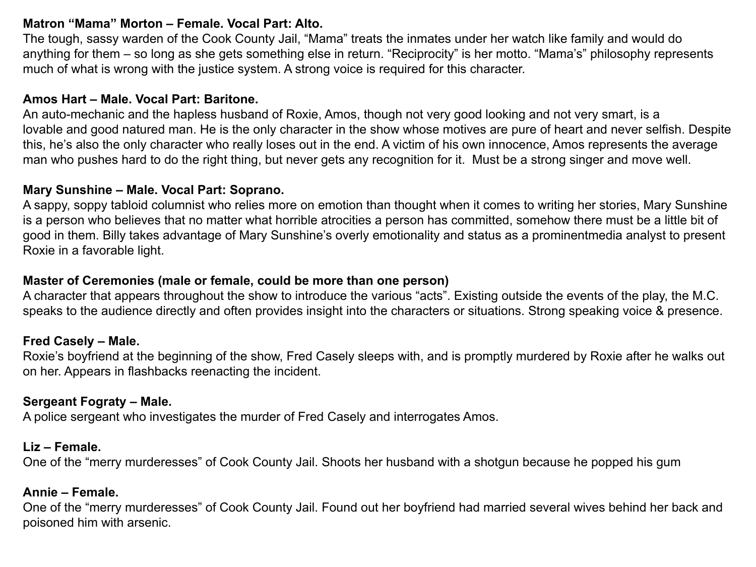**Matron "Mama" Morton – Female. Vocal Part: Alto.**
The tough, sassy warden of the Cook County Jail, "Mama" treats the inmates under her watch like family and would do anything for them – so long as she gets something else in return. "Reciprocity" is her motto. "Mama's" philosophy represents much of what is wrong with the justice system. A strong voice is required for this character.

**Amos Hart – Male. Vocal Part: Baritone.**
An auto-mechanic and the hapless husband of Roxie, Amos, though not very good looking and not very smart, is a lovable and good natured man. He is the only character in the show whose motives are pure of heart and never selfish. Despite this, he's also the only character who really loses out in the end. A victim of his own innocence, Amos represents the average man who pushes hard to do the right thing, but never gets any recognition for it. Must be a strong singer and move well.

**Mary Sunshine – Male. Vocal Part: Soprano.**
A sappy, soppy tabloid columnist who relies more on emotion than thought when it comes to writing her stories, Mary Sunshine is a person who believes that no matter what horrible atrocities a person has committed, somehow there must be a little bit of good in them. Billy takes advantage of Mary Sunshine's overly emotionality and status as a prominentmedia analyst to present Roxie in a favorable light.

**Master of Ceremonies (male or female, could be more than one person)**
A character that appears throughout the show to introduce the various "acts". Existing outside the events of the play, the M.C. speaks to the audience directly and often provides insight into the characters or situations. Strong speaking voice & presence.

**Fred Casely – Male.**
Roxie's boyfriend at the beginning of the show, Fred Casely sleeps with, and is promptly murdered by Roxie after he walks out on her. Appears in flashbacks reenacting the incident.

**Sergeant Fogarty – Male.**
A police sergeant who investigates the murder of Fred Casely and interrogates Amos.

**Liz – Female.**
One of the "merry murderesses" of Cook County Jail. Shoots her husband with a shotgun because he popped his gum

**Annie – Female.**
One of the "merry murderesses" of Cook County Jail. Found out her boyfriend had married several wives behind her back and poisoned him with arsenic.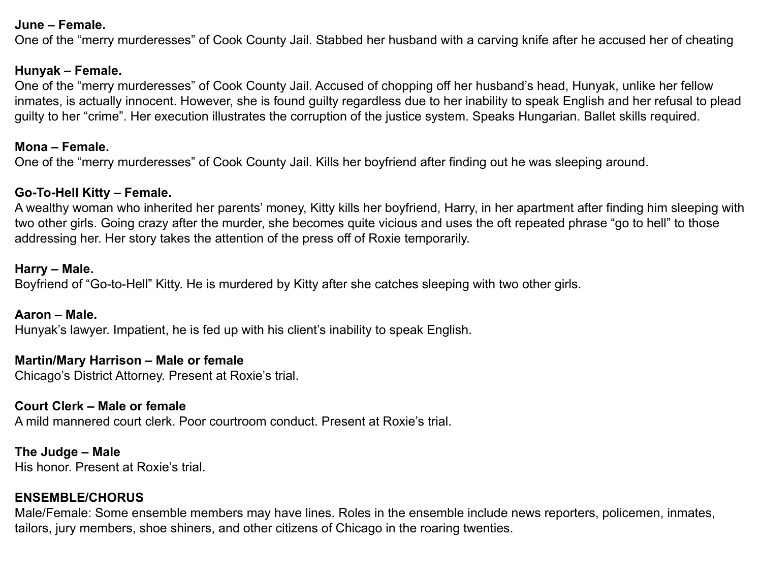**June – Female.**
One of the “merry murderesses” of Cook County Jail. Stabbed her husband with a carving knife after he accused her of cheating

**Hunyak – Female.**
One of the “merry murderesses” of Cook County Jail. Accused of chopping off her husband’s head, Hunyak, unlike her fellow inmates, is actually innocent. However, she is found guilty regardless due to her inability to speak English and her refusal to plead guilty to her “crime”. Her execution illustrates the corruption of the justice system. Speaks Hungarian. Ballet skills required.

**Mona – Female.**
One of the “merry murderesses” of Cook County Jail. Kills her boyfriend after finding out he was sleeping around.

**Go-To-Hell Kitty – Female.**
A wealthy woman who inherited her parents’ money, Kitty kills her boyfriend, Harry, in her apartment after finding him sleeping with two other girls. Going crazy after the murder, she becomes quite vicious and uses the oft repeated phrase “go to hell” to those addressing her. Her story takes the attention of the press off of Roxie temporarily.

**Harry – Male.**
Boyfriend of “Go-to-Hell” Kitty. He is murdered by Kitty after she catches sleeping with two other girls.

**Aaron – Male.**
Hunyak’s lawyer. Impatient, he is fed up with his client’s inability to speak English.

**Martin/Mary Harrison – Male or female**
Chicago’s District Attorney. Present at Roxie’s trial.

**Court Clerk – Male or female**
A mild mannered court clerk. Poor courtroom conduct. Present at Roxie’s trial.

**The Judge – Male**
His honor. Present at Roxie’s trial.

**ENSEMBLE/CHORUS**
Male/Female: Some ensemble members may have lines. Roles in the ensemble include news reporters, policemen, inmates, tailors, jury members, shoe shiners, and other citizens of Chicago in the roaring twenties.